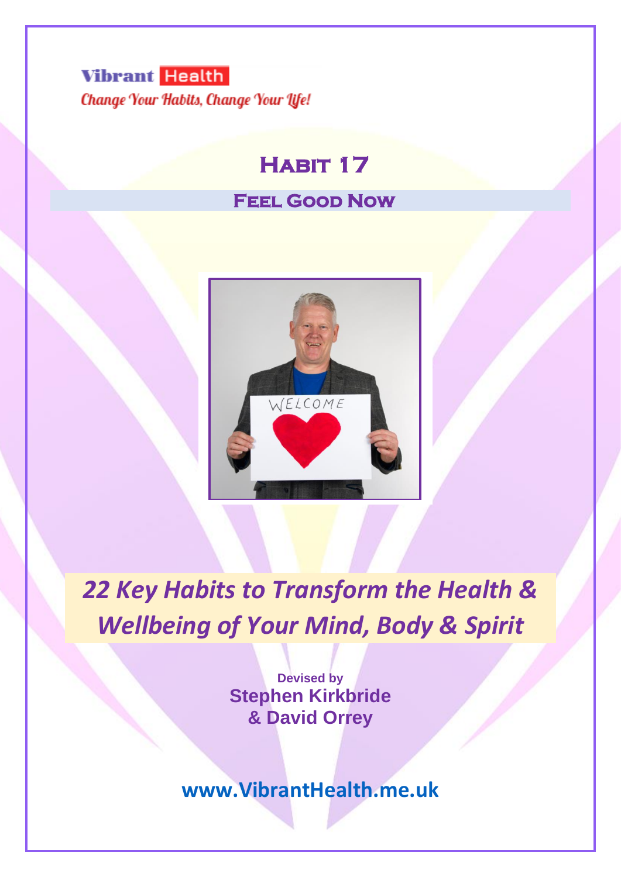**Vibrant Health**

*Change Your Habits, Change Your Life!*

# Habit 17

## Feel Good Now

WELCOME

*22 Key Habits to Transform the Health & Wellbeing of Your Mind, Body & Spirit*

**Devised by**
**Stephen Kirkbride**
**& David Orrey**

**www.VibrantHealth.me.uk**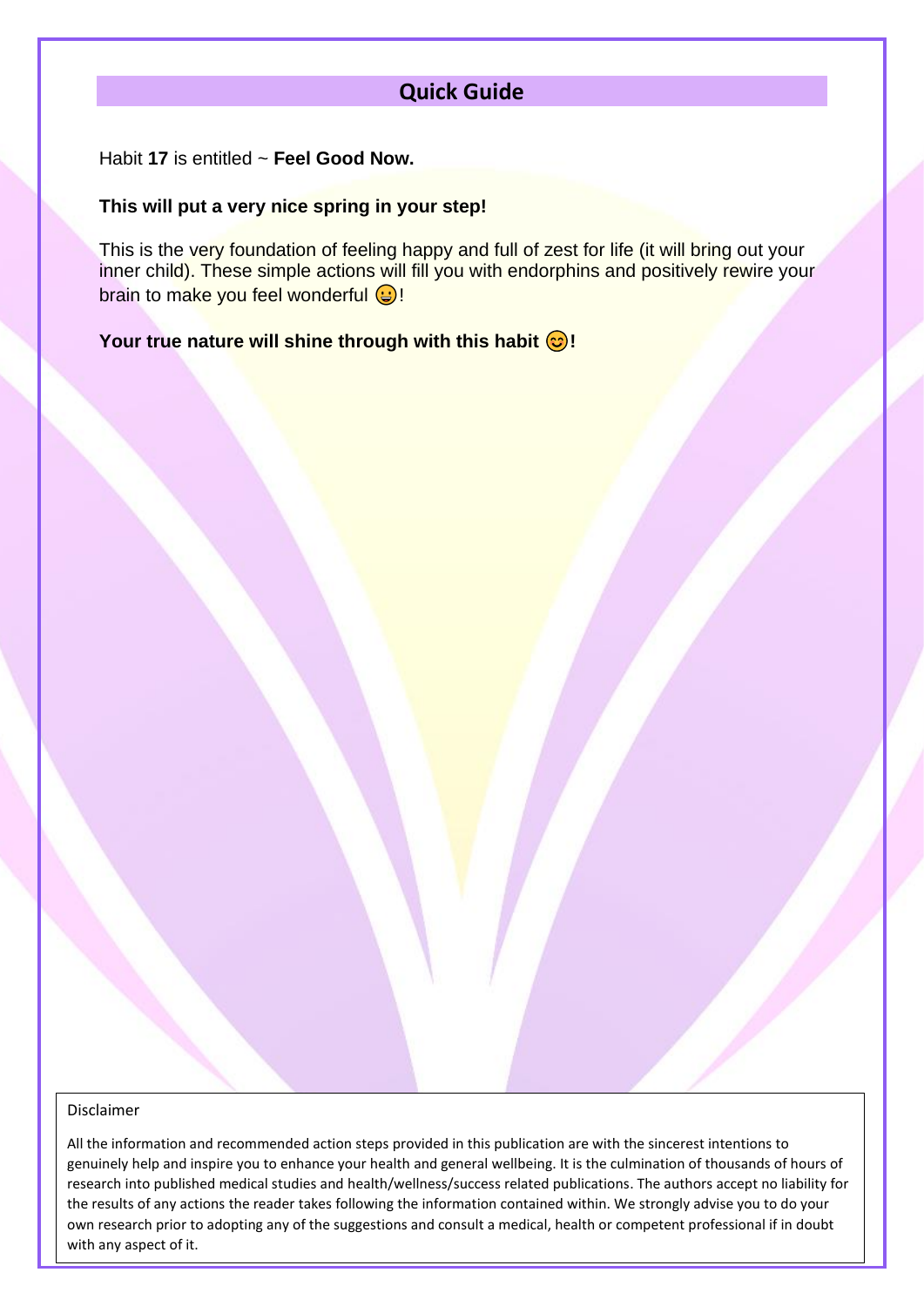## Quick Guide

Habit **17** is entitled ~ **Feel Good Now.**

**This will put a very nice spring in your step!**

This is the very foundation of feeling happy and full of zest for life (it will bring out your inner child). These simple actions will fill you with endorphins and positively rewire your brain to make you feel wonderful 😀!

**Your true nature will shine through with this habit 😊!**

Disclaimer

All the information and recommended action steps provided in this publication are with the sincerest intentions to genuinely help and inspire you to enhance your health and general wellbeing. It is the culmination of thousands of hours of research into published medical studies and health/wellness/success related publications. The authors accept no liability for the results of any actions the reader takes following the information contained within. We strongly advise you to do your own research prior to adopting any of the suggestions and consult a medical, health or competent professional if in doubt with any aspect of it.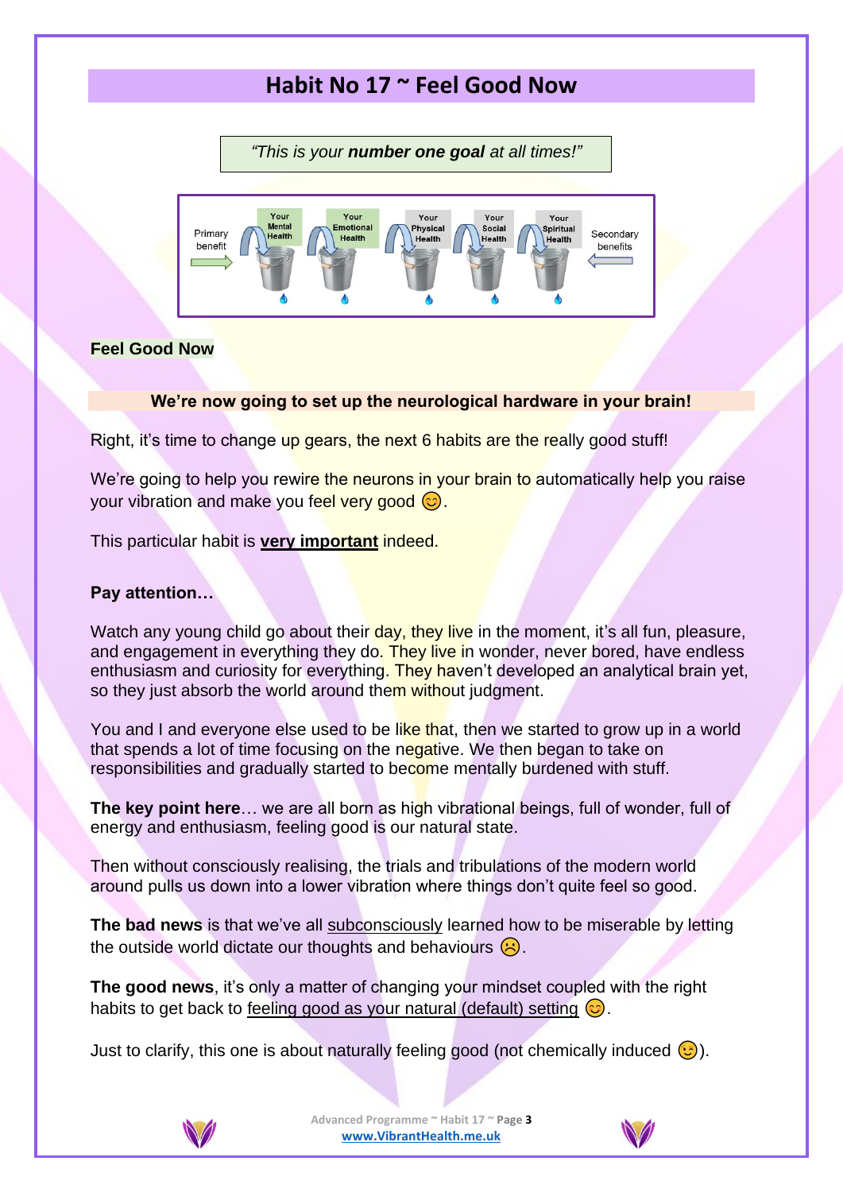# Habit No 17 ~ Feel Good Now

*"This is your **number one goal** at all times!"*

Primary benefit → Your Mental Health, Your Emotional Health, Your Physical Health, Your Social Health, Your Spiritual Health ← Secondary benefits

**Feel Good Now**

**We're now going to set up the neurological hardware in your brain!**

Right, it's time to change up gears, the next 6 habits are the really good stuff!

We're going to help you rewire the neurons in your brain to automatically help you raise your vibration and make you feel very good 😊.

This particular habit is **very important** indeed.

**Pay attention…**

Watch any young child go about their day, they live in the moment, it's all fun, pleasure, and engagement in everything they do. They live in wonder, never bored, have endless enthusiasm and curiosity for everything. They haven't developed an analytical brain yet, so they just absorb the world around them without judgment.

You and I and everyone else used to be like that, then we started to grow up in a world that spends a lot of time focusing on the negative. We then began to take on responsibilities and gradually started to become mentally burdened with stuff.

**The key point here**… we are all born as high vibrational beings, full of wonder, full of energy and enthusiasm, feeling good is our natural state.

Then without consciously realising, the trials and tribulations of the modern world around pulls us down into a lower vibration where things don't quite feel so good.

**The bad news** is that we've all subconsciously learned how to be miserable by letting the outside world dictate our thoughts and behaviours ☹.

**The good news**, it's only a matter of changing your mindset coupled with the right habits to get back to feeling good as your natural (default) setting 😊.

Just to clarify, this one is about naturally feeling good (not chemically induced 😉).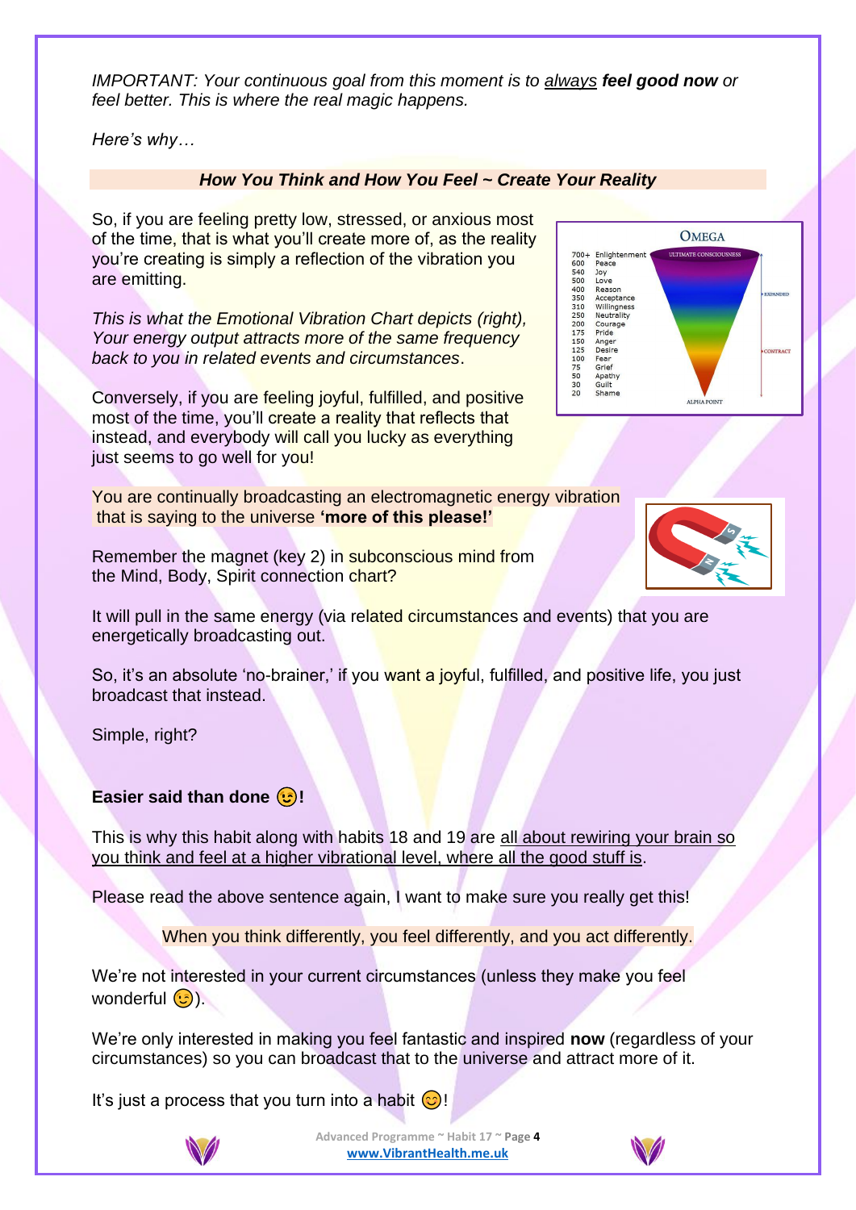*IMPORTANT: Your continuous goal from this moment is to always **feel good now** or feel better. This is where the real magic happens.*

*Here's why…*

***How You Think and How You Feel ~ Create Your Reality***

So, if you are feeling pretty low, stressed, or anxious most of the time, that is what you'll create more of, as the reality you're creating is simply a reflection of the vibration you are emitting.

*This is what the Emotional Vibration Chart depicts (right), Your energy output attracts more of the same frequency back to you in related events and circumstances*.

Conversely, if you are feeling joyful, fulfilled, and positive most of the time, you'll create a reality that reflects that instead, and everybody will call you lucky as everything just seems to go well for you!

You are continually broadcasting an electromagnetic energy vibration that is saying to the universe **'more of this please!'**

Remember the magnet (key 2) in subconscious mind from the Mind, Body, Spirit connection chart?

It will pull in the same energy (via related circumstances and events) that you are energetically broadcasting out.

So, it's an absolute 'no-brainer,' if you want a joyful, fulfilled, and positive life, you just broadcast that instead.

Simple, right?

**Easier said than done 😉!**

This is why this habit along with habits 18 and 19 are all about rewiring your brain so you think and feel at a higher vibrational level, where all the good stuff is.

Please read the above sentence again, I want to make sure you really get this!

When you think differently, you feel differently, and you act differently.

We're not interested in your current circumstances (unless they make you feel wonderful 😉).

We're only interested in making you feel fantastic and inspired **now** (regardless of your circumstances) so you can broadcast that to the universe and attract more of it.

It's just a process that you turn into a habit 😊!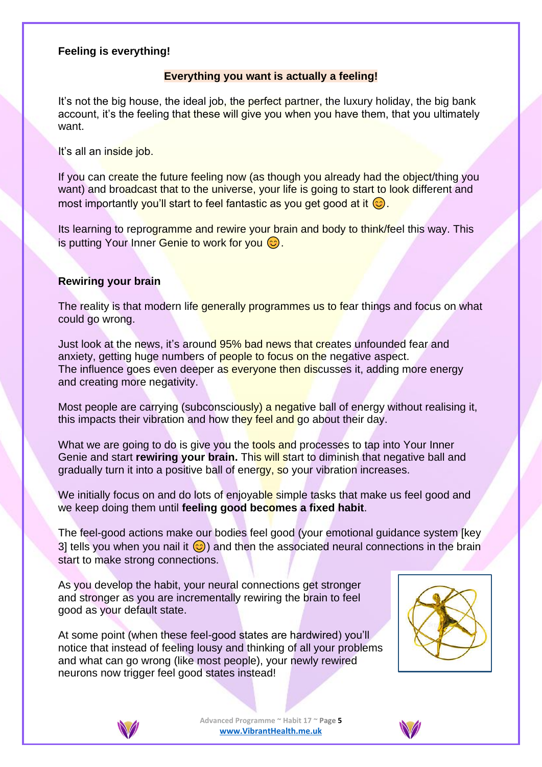**Feeling is everything!**

**Everything you want is actually a feeling!**

It's not the big house, the ideal job, the perfect partner, the luxury holiday, the big bank account, it's the feeling that these will give you when you have them, that you ultimately want.

It's all an inside job.

If you can create the future feeling now (as though you already had the object/thing you want) and broadcast that to the universe, your life is going to start to look different and most importantly you'll start to feel fantastic as you get good at it 😊.

Its learning to reprogramme and rewire your brain and body to think/feel this way. This is putting Your Inner Genie to work for you 😊.

**Rewiring your brain**

The reality is that modern life generally programmes us to fear things and focus on what could go wrong.

Just look at the news, it's around 95% bad news that creates unfounded fear and anxiety, getting huge numbers of people to focus on the negative aspect.
The influence goes even deeper as everyone then discusses it, adding more energy and creating more negativity.

Most people are carrying (subconsciously) a negative ball of energy without realising it, this impacts their vibration and how they feel and go about their day.

What we are going to do is give you the tools and processes to tap into Your Inner Genie and start **rewiring your brain.** This will start to diminish that negative ball and gradually turn it into a positive ball of energy, so your vibration increases.

We initially focus on and do lots of enjoyable simple tasks that make us feel good and we keep doing them until **feeling good becomes a fixed habit**.

The feel-good actions make our bodies feel good (your emotional guidance system [key 3] tells you when you nail it 😊) and then the associated neural connections in the brain start to make strong connections.

As you develop the habit, your neural connections get stronger and stronger as you are incrementally rewiring the brain to feel good as your default state.

At some point (when these feel-good states are hardwired) you'll notice that instead of feeling lousy and thinking of all your problems and what can go wrong (like most people), your newly rewired neurons now trigger feel good states instead!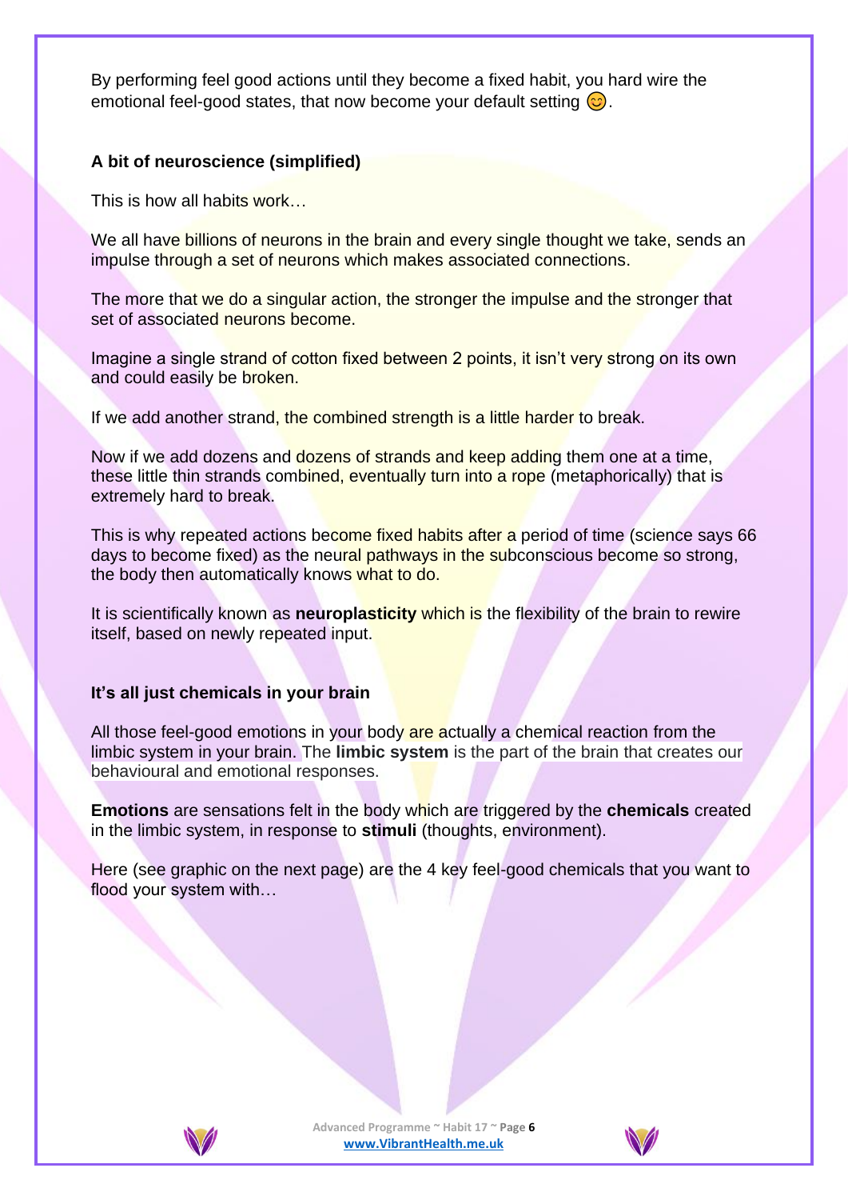By performing feel good actions until they become a fixed habit, you hard wire the emotional feel-good states, that now become your default setting 😊.

### A bit of neuroscience (simplified)

This is how all habits work…

We all have billions of neurons in the brain and every single thought we take, sends an impulse through a set of neurons which makes associated connections.

The more that we do a singular action, the stronger the impulse and the stronger that set of associated neurons become.

Imagine a single strand of cotton fixed between 2 points, it isn't very strong on its own and could easily be broken.

If we add another strand, the combined strength is a little harder to break.

Now if we add dozens and dozens of strands and keep adding them one at a time, these little thin strands combined, eventually turn into a rope (metaphorically) that is extremely hard to break.

This is why repeated actions become fixed habits after a period of time (science says 66 days to become fixed) as the neural pathways in the subconscious become so strong, the body then automatically knows what to do.

It is scientifically known as **neuroplasticity** which is the flexibility of the brain to rewire itself, based on newly repeated input.

### It's all just chemicals in your brain

All those feel-good emotions in your body are actually a chemical reaction from the limbic system in your brain. The **limbic system** is the part of the brain that creates our behavioural and emotional responses.

**Emotions** are sensations felt in the body which are triggered by the **chemicals** created in the limbic system, in response to **stimuli** (thoughts, environment).

Here (see graphic on the next page) are the 4 key feel-good chemicals that you want to flood your system with…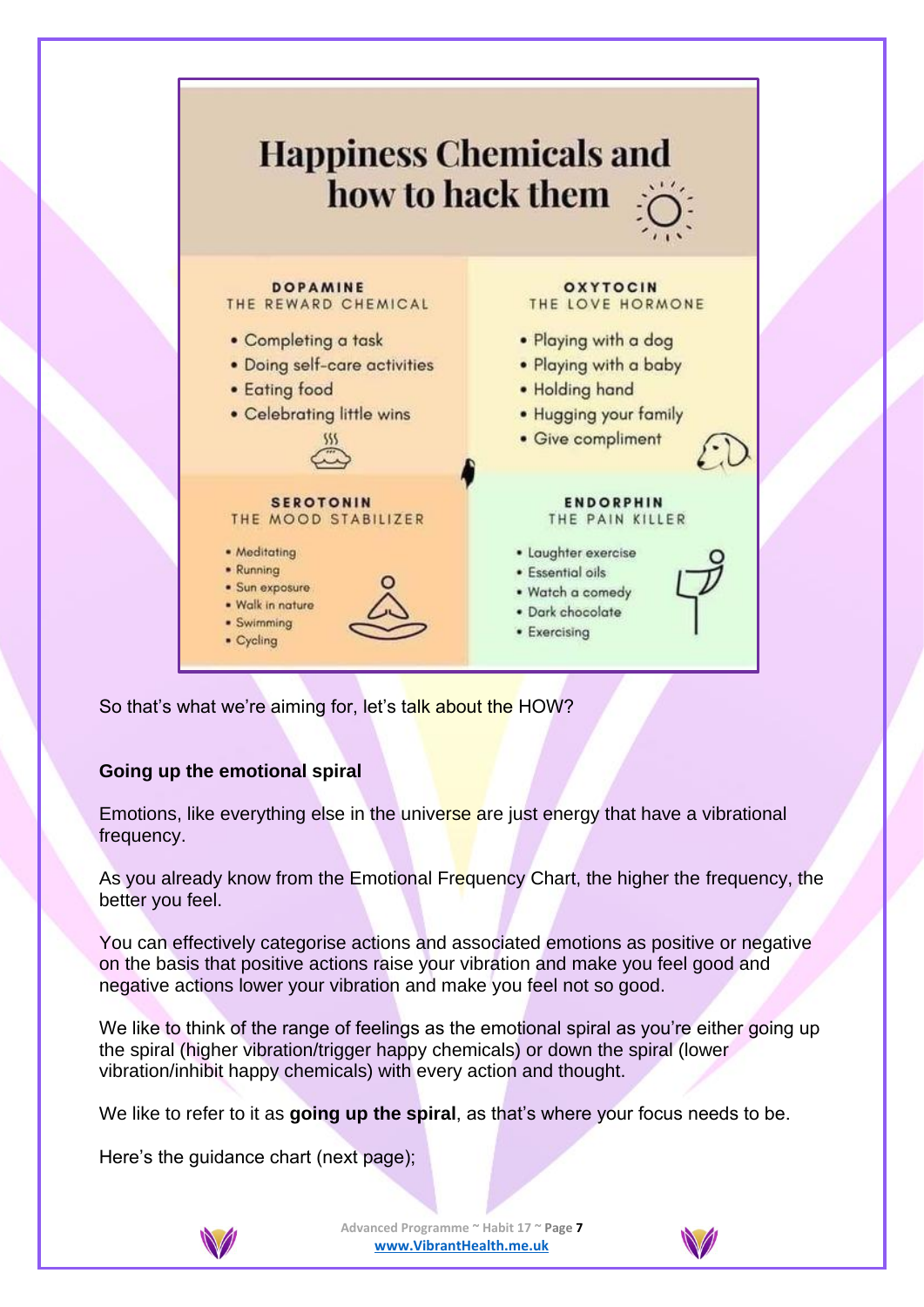## Happiness Chemicals and how to hack them

**DOPAMINE**
THE REWARD CHEMICAL

- Completing a task
- Doing self-care activities
- Eating food
- Celebrating little wins

**OXYTOCIN**
THE LOVE HORMONE

- Playing with a dog
- Playing with a baby
- Holding hand
- Hugging your family
- Give compliment

**SEROTONIN**
THE MOOD STABILIZER

- Meditating
- Running
- Sun exposure
- Walk in nature
- Swimming
- Cycling

**ENDORPHIN**
THE PAIN KILLER

- Laughter exercise
- Essential oils
- Watch a comedy
- Dark chocolate
- Exercising

So that's what we're aiming for, let's talk about the HOW?

**Going up the emotional spiral**

Emotions, like everything else in the universe are just energy that have a vibrational frequency.

As you already know from the Emotional Frequency Chart, the higher the frequency, the better you feel.

You can effectively categorise actions and associated emotions as positive or negative on the basis that positive actions raise your vibration and make you feel good and negative actions lower your vibration and make you feel not so good.

We like to think of the range of feelings as the emotional spiral as you're either going up the spiral (higher vibration/trigger happy chemicals) or down the spiral (lower vibration/inhibit happy chemicals) with every action and thought.

We like to refer to it as **going up the spiral**, as that's where your focus needs to be.

Here's the guidance chart (next page);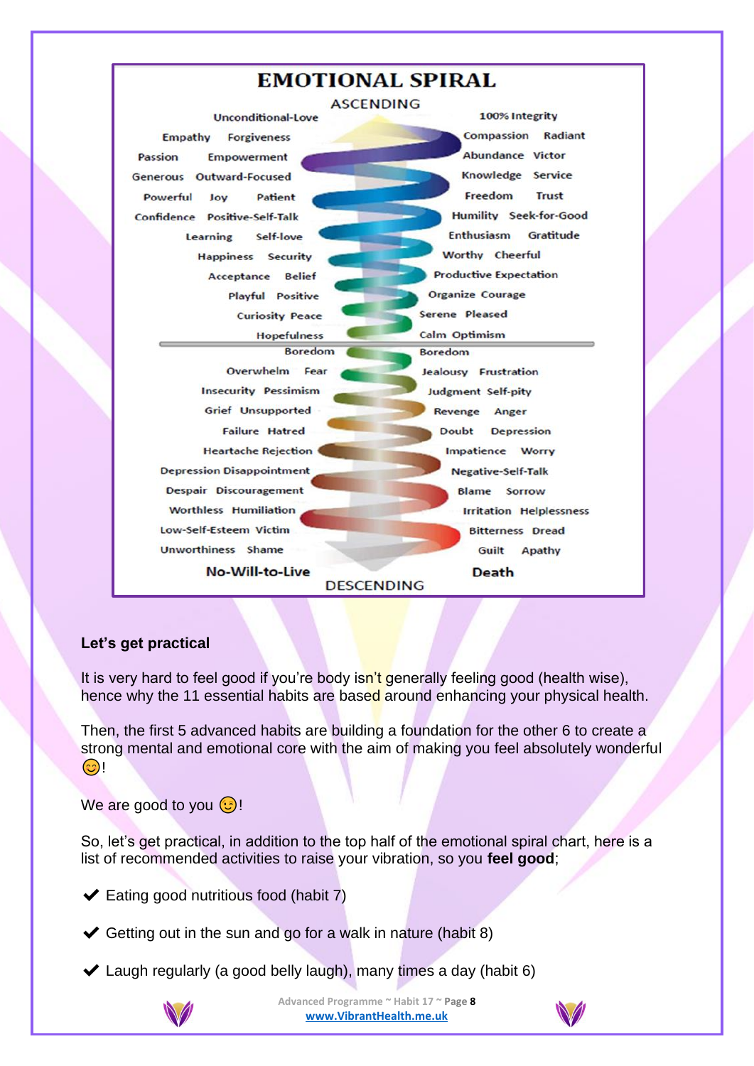# EMOTIONAL SPIRAL

ASCENDING

| Left | Right |
| --- | --- |
| Unconditional-Love | 100% Integrity |
| Empathy Forgiveness | Compassion Radiant |
| Passion Empowerment | Abundance Victor |
| Generous Outward-Focused | Knowledge Service |
| Powerful Joy Patient | Freedom Trust |
| Confidence Positive-Self-Talk | Humility Seek-for-Good |
| Learning Self-love | Enthusiasm Gratitude |
| Happiness Security | Worthy Cheerful |
| Acceptance Belief | Productive Expectation |
| Playful Positive | Organize Courage |
| Curiosity Peace | Serene Pleased |
| Hopefulness | Calm Optimism |
| Boredom | Boredom |
| Overwhelm Fear | Jealousy Frustration |
| Insecurity Pessimism | Judgment Self-pity |
| Grief Unsupported | Revenge Anger |
| Failure Hatred | Doubt Depression |
| Heartache Rejection | Impatience Worry |
| Depression Disappointment | Negative-Self-Talk |
| Despair Discouragement | Blame Sorrow |
| Worthless Humiliation | Irritation Helplessness |
| Low-Self-Esteem Victim | Bitterness Dread |
| Unworthiness Shame | Guilt Apathy |
| No-Will-to-Live | Death |

DESCENDING

**Let's get practical**

It is very hard to feel good if you're body isn't generally feeling good (health wise), hence why the 11 essential habits are based around enhancing your physical health.

Then, the first 5 advanced habits are building a foundation for the other 6 to create a strong mental and emotional core with the aim of making you feel absolutely wonderful 😊!

We are good to you 😉!

So, let's get practical, in addition to the top half of the emotional spiral chart, here is a list of recommended activities to raise your vibration, so you **feel good**;

- ✔ Eating good nutritious food (habit 7)
- ✔ Getting out in the sun and go for a walk in nature (habit 8)
- ✔ Laugh regularly (a good belly laugh), many times a day (habit 6)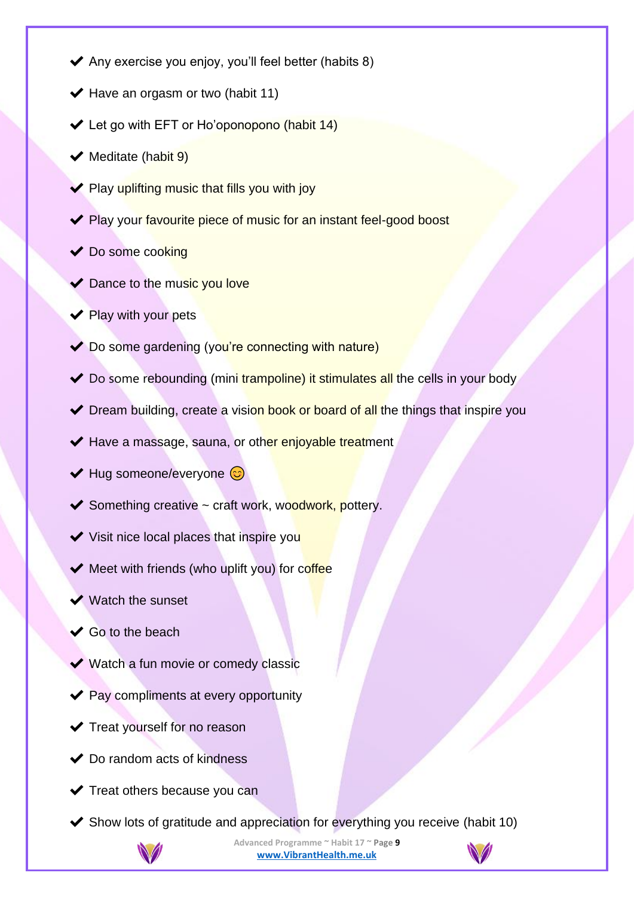- ✔ Any exercise you enjoy, you'll feel better (habits 8)
- ✔ Have an orgasm or two (habit 11)
- ✔ Let go with EFT or Ho'oponopono (habit 14)
- ✔ Meditate (habit 9)
- ✔ Play uplifting music that fills you with joy
- ✔ Play your favourite piece of music for an instant feel-good boost
- ✔ Do some cooking
- ✔ Dance to the music you love
- ✔ Play with your pets
- ✔ Do some gardening (you're connecting with nature)
- ✔ Do some rebounding (mini trampoline) it stimulates all the cells in your body
- ✔ Dream building, create a vision book or board of all the things that inspire you
- ✔ Have a massage, sauna, or other enjoyable treatment
- ✔ Hug someone/everyone 😊
- ✔ Something creative ~ craft work, woodwork, pottery.
- ✔ Visit nice local places that inspire you
- ✔ Meet with friends (who uplift you) for coffee
- ✔ Watch the sunset
- ✔ Go to the beach
- ✔ Watch a fun movie or comedy classic
- ✔ Pay compliments at every opportunity
- ✔ Treat yourself for no reason
- ✔ Do random acts of kindness
- ✔ Treat others because you can
- ✔ Show lots of gratitude and appreciation for everything you receive (habit 10)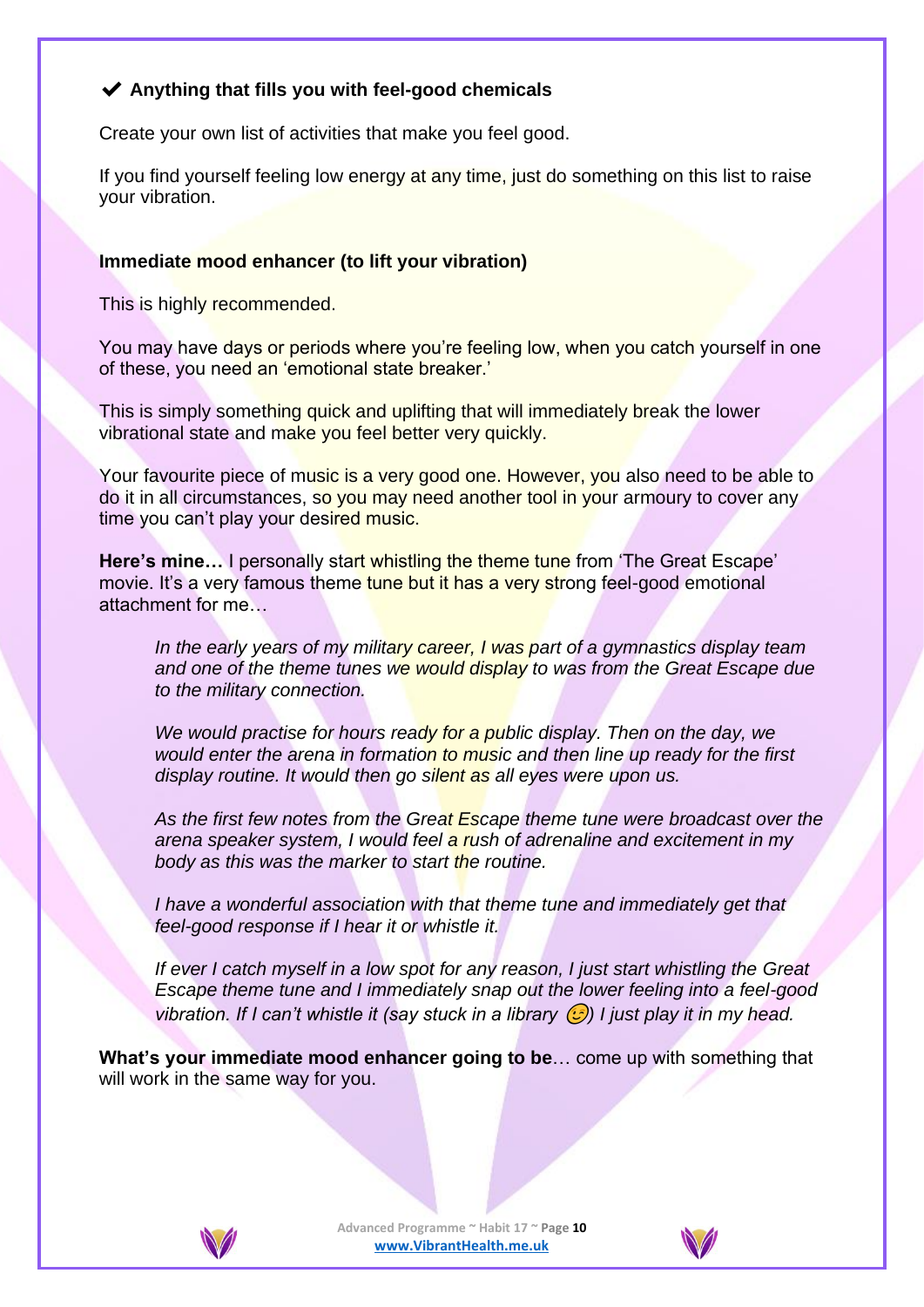### ✔ Anything that fills you with feel-good chemicals

Create your own list of activities that make you feel good.

If you find yourself feeling low energy at any time, just do something on this list to raise your vibration.

**Immediate mood enhancer (to lift your vibration)**

This is highly recommended.

You may have days or periods where you're feeling low, when you catch yourself in one of these, you need an 'emotional state breaker.'

This is simply something quick and uplifting that will immediately break the lower vibrational state and make you feel better very quickly.

Your favourite piece of music is a very good one. However, you also need to be able to do it in all circumstances, so you may need another tool in your armoury to cover any time you can't play your desired music.

**Here's mine…** I personally start whistling the theme tune from 'The Great Escape' movie. It's a very famous theme tune but it has a very strong feel-good emotional attachment for me…

> *In the early years of my military career, I was part of a gymnastics display team and one of the theme tunes we would display to was from the Great Escape due to the military connection.*
>
> *We would practise for hours ready for a public display. Then on the day, we would enter the arena in formation to music and then line up ready for the first display routine. It would then go silent as all eyes were upon us.*
>
> *As the first few notes from the Great Escape theme tune were broadcast over the arena speaker system, I would feel a rush of adrenaline and excitement in my body as this was the marker to start the routine.*
>
> *I have a wonderful association with that theme tune and immediately get that feel-good response if I hear it or whistle it.*
>
> *If ever I catch myself in a low spot for any reason, I just start whistling the Great Escape theme tune and I immediately snap out the lower feeling into a feel-good vibration. If I can't whistle it (say stuck in a library 😉) I just play it in my head.*

**What's your immediate mood enhancer going to be**… come up with something that will work in the same way for you.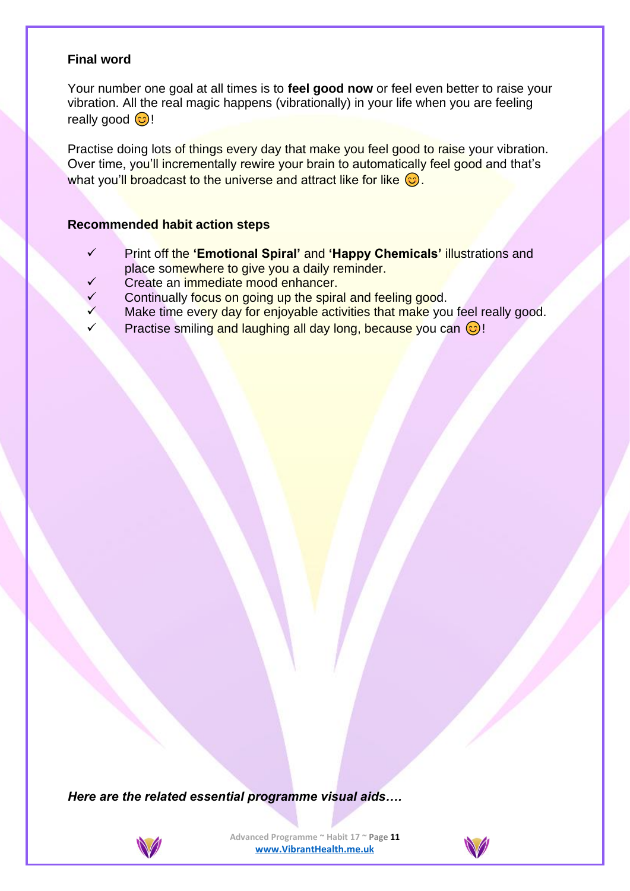## Final word

Your number one goal at all times is to **feel good now** or feel even better to raise your vibration. All the real magic happens (vibrationally) in your life when you are feeling really good 😊!

Practise doing lots of things every day that make you feel good to raise your vibration. Over time, you'll incrementally rewire your brain to automatically feel good and that's what you'll broadcast to the universe and attract like for like 😊.

## Recommended habit action steps

- ✓ Print off the **'Emotional Spiral'** and **'Happy Chemicals'** illustrations and place somewhere to give you a daily reminder.
- ✓ Create an immediate mood enhancer.
- ✓ Continually focus on going up the spiral and feeling good.
- ✓ Make time every day for enjoyable activities that make you feel really good.
- ✓ Practise smiling and laughing all day long, because you can 😊!

***Here are the related essential programme visual aids….***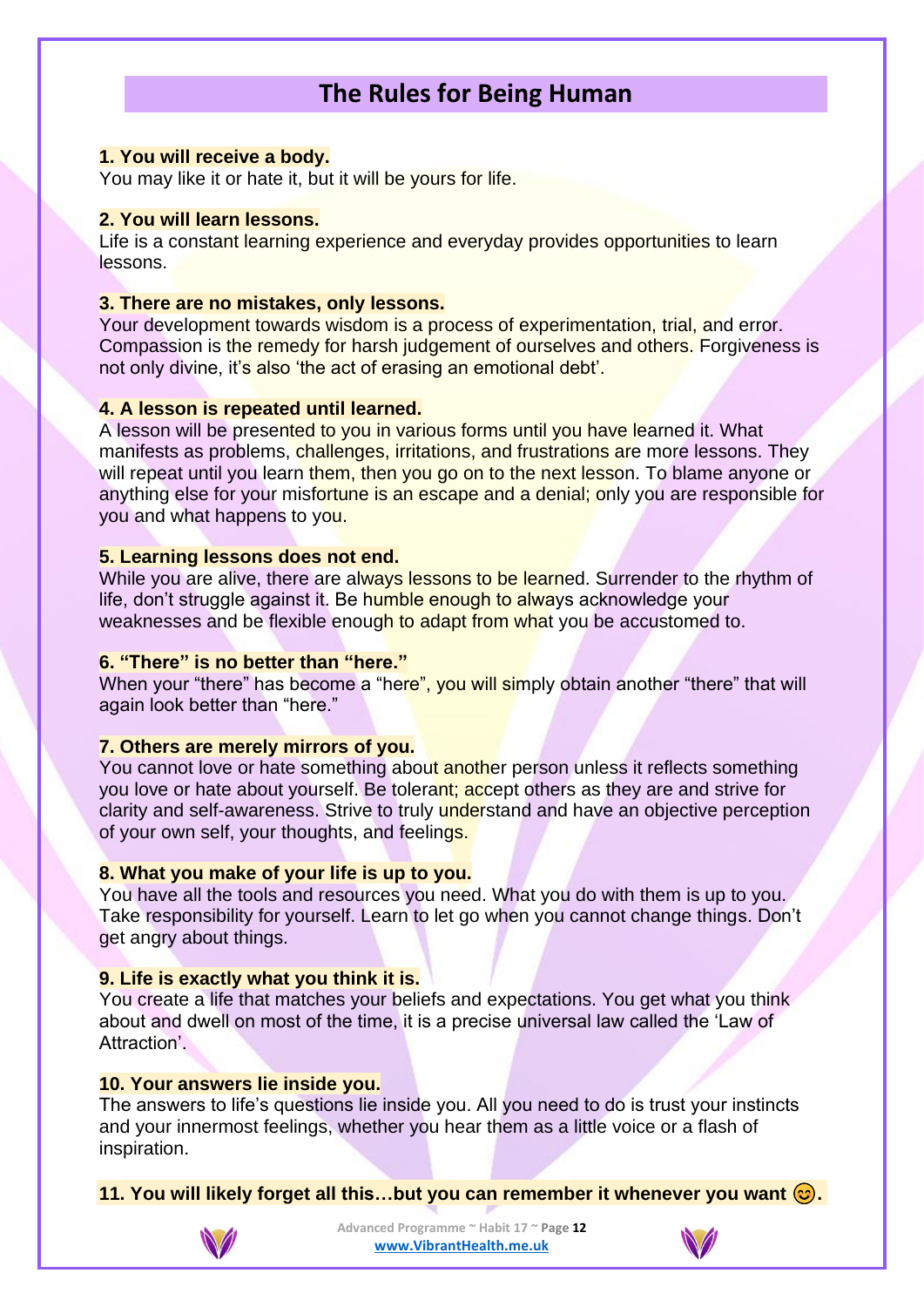# The Rules for Being Human

**1. You will receive a body.**
You may like it or hate it, but it will be yours for life.

**2. You will learn lessons.**
Life is a constant learning experience and everyday provides opportunities to learn lessons.

**3. There are no mistakes, only lessons.**
Your development towards wisdom is a process of experimentation, trial, and error. Compassion is the remedy for harsh judgement of ourselves and others. Forgiveness is not only divine, it's also 'the act of erasing an emotional debt'.

**4. A lesson is repeated until learned.**
A lesson will be presented to you in various forms until you have learned it. What manifests as problems, challenges, irritations, and frustrations are more lessons. They will repeat until you learn them, then you go on to the next lesson. To blame anyone or anything else for your misfortune is an escape and a denial; only you are responsible for you and what happens to you.

**5. Learning lessons does not end.**
While you are alive, there are always lessons to be learned. Surrender to the rhythm of life, don't struggle against it. Be humble enough to always acknowledge your weaknesses and be flexible enough to adapt from what you be accustomed to.

**6. "There" is no better than "here."**
When your "there" has become a "here", you will simply obtain another "there" that will again look better than "here."

**7. Others are merely mirrors of you.**
You cannot love or hate something about another person unless it reflects something you love or hate about yourself. Be tolerant; accept others as they are and strive for clarity and self-awareness. Strive to truly understand and have an objective perception of your own self, your thoughts, and feelings.

**8. What you make of your life is up to you.**
You have all the tools and resources you need. What you do with them is up to you. Take responsibility for yourself. Learn to let go when you cannot change things. Don't get angry about things.

**9. Life is exactly what you think it is.**
You create a life that matches your beliefs and expectations. You get what you think about and dwell on most of the time, it is a precise universal law called the 'Law of Attraction'.

**10. Your answers lie inside you.**
The answers to life's questions lie inside you. All you need to do is trust your instincts and your innermost feelings, whether you hear them as a little voice or a flash of inspiration.

**11. You will likely forget all this…but you can remember it whenever you want 😊.**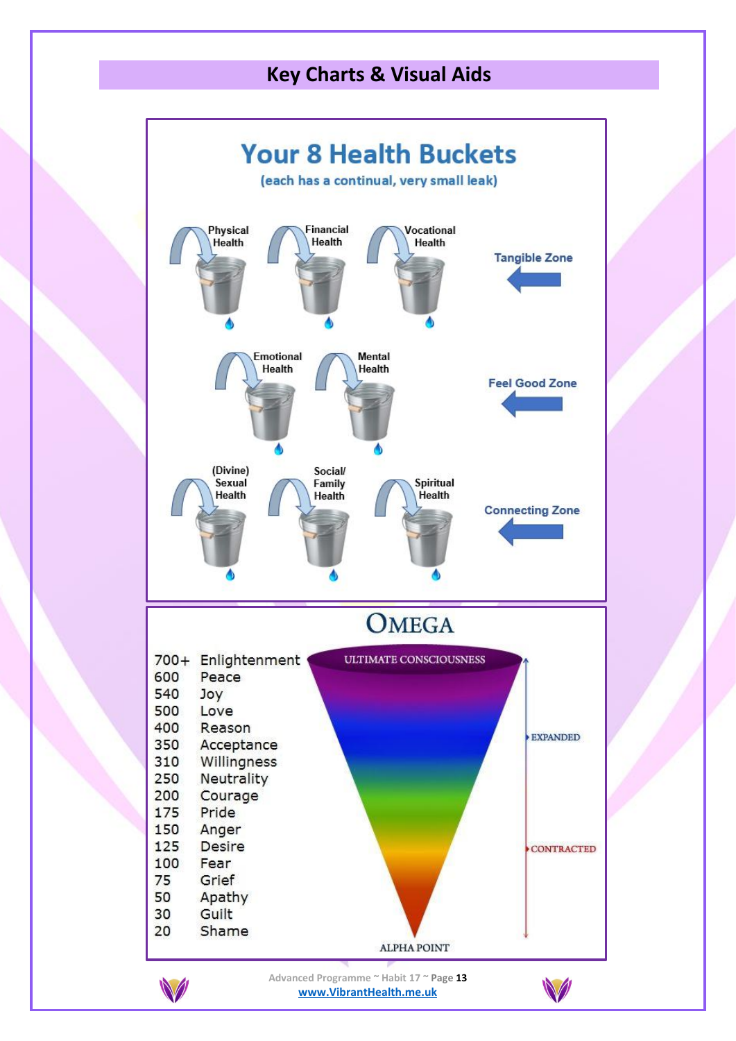## Key Charts & Visual Aids

# Your 8 Health Buckets

(each has a continual, very small leak)

**Tangible Zone**
- Physical Health
- Financial Health
- Vocational Health

**Feel Good Zone**
- Emotional Health
- Mental Health

**Connecting Zone**
- (Divine) Sexual Health
- Social/ Family Health
- Spiritual Health

# OMEGA

ULTIMATE CONSCIOUSNESS

| Level | State |
|---|---|
| 700+ | Enlightenment |
| 600 | Peace |
| 540 | Joy |
| 500 | Love |
| 400 | Reason |
| 350 | Acceptance |
| 310 | Willingness |
| 250 | Neutrality |
| 200 | Courage |
| 175 | Pride |
| 150 | Anger |
| 125 | Desire |
| 100 | Fear |
| 75 | Grief |
| 50 | Apathy |
| 30 | Guilt |
| 20 | Shame |

EXPANDED

CONTRACTED

ALPHA POINT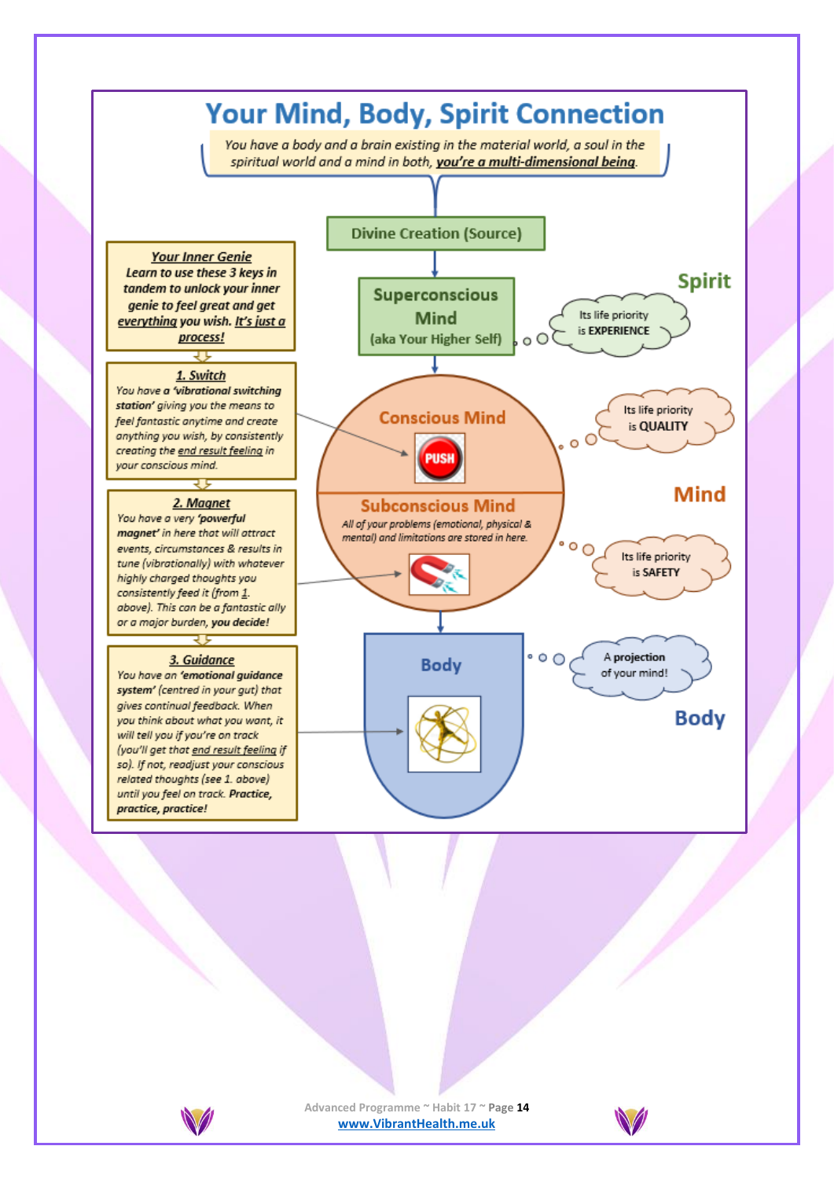# Your Mind, Body, Spirit Connection

*You have a body and a brain existing in the material world, a soul in the spiritual world and a mind in both, **you're a multi-dimensional being**.*

Divine Creation (Source)

**Spirit**

**Superconscious Mind** (aka Your Higher Self)

Its life priority is **EXPERIENCE**

**Mind**

**Conscious Mind**

PUSH

Its life priority is **QUALITY**

**Subconscious Mind**

*All of your problems (emotional, physical & mental) and limitations are stored in here.*

Its life priority is **SAFETY**

**Body**

**Body**

A projection of your mind!

**Your Inner Genie**

**Learn to use these 3 keys in tandem to unlock your inner genie to feel great and get everything you wish. It's just a process!**

**1. Switch**

*You have a **'vibrational switching station'** giving you the means to feel fantastic anytime and create anything you wish, by consistently creating the end result feeling in your conscious mind.*

**2. Magnet**

*You have a very **'powerful magnet'** in here that will attract events, circumstances & results in tune (vibrationally) with whatever highly charged thoughts you consistently feed it (from 1. above). This can be a fantastic ally or a major burden, **you decide!***

**3. Guidance**

*You have an **'emotional guidance system'** (centred in your gut) that gives continual feedback. When you think about what you want, it will tell you if you're on track (you'll get that end result feeling if so). If not, readjust your conscious related thoughts (see 1. above) until you feel on track. **Practice, practice, practice!***

Advanced Programme ~ Habit 17

www.VibrantHealth.me.uk